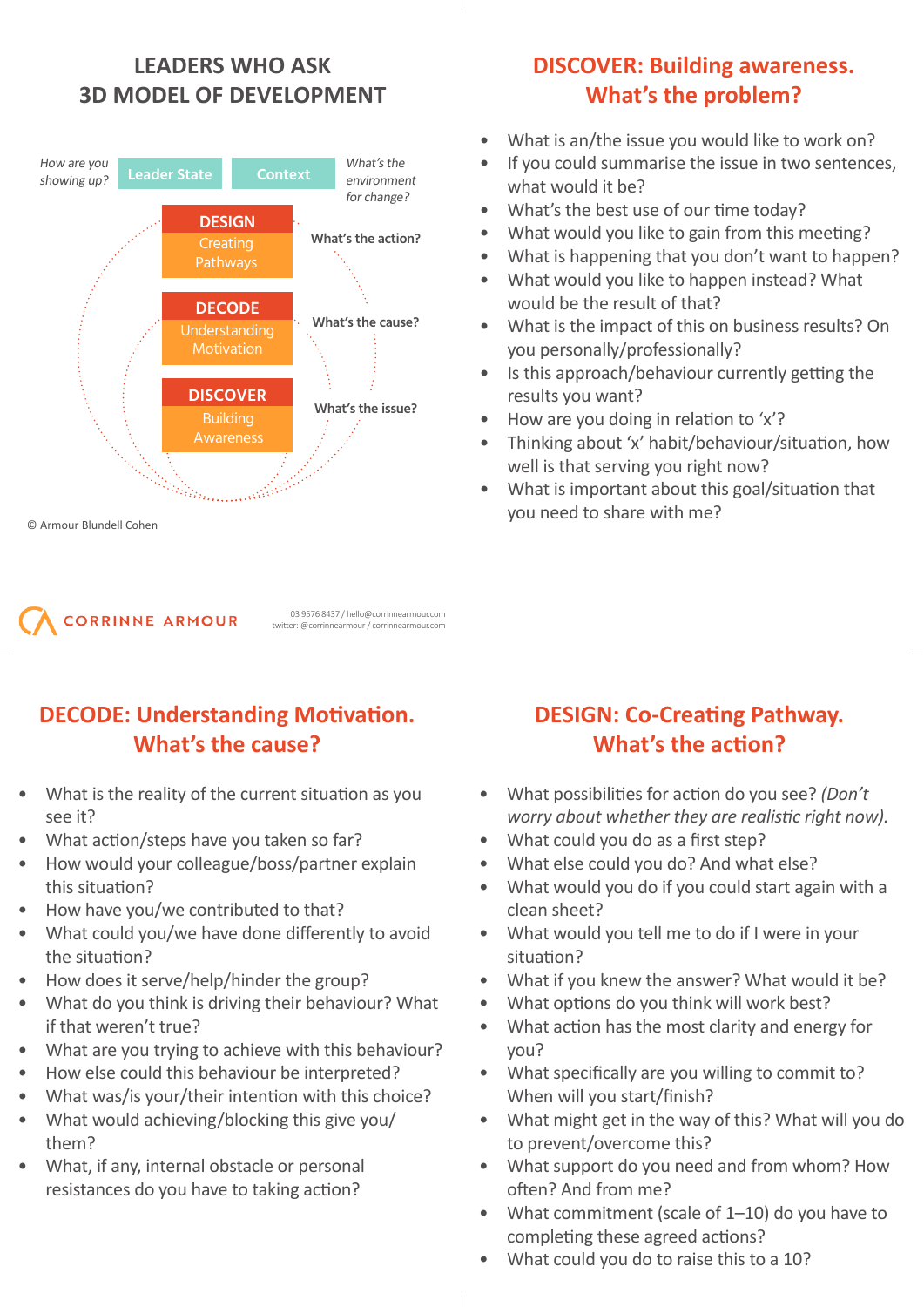# LEADERS WHO ASK
# 3D MODEL OF DEVELOPMENT

*How are you showing up?* **Leader State** **Context** *What's the environment for change?*

**DESIGN** Creating Pathways — What's the action?

**DECODE** Understanding Motivation — What's the cause?

**DISCOVER** Building Awareness — What's the issue?

© Armour Blundell Cohen

## DISCOVER: Building awareness. What's the problem?

- What is an/the issue you would like to work on?
- If you could summarise the issue in two sentences, what would it be?
- What's the best use of our time today?
- What would you like to gain from this meeting?
- What is happening that you don't want to happen?
- What would you like to happen instead? What would be the result of that?
- What is the impact of this on business results? On you personally/professionally?
- Is this approach/behaviour currently getting the results you want?
- How are you doing in relation to 'x'?
- Thinking about 'x' habit/behaviour/situation, how well is that serving you right now?
- What is important about this goal/situation that you need to share with me?

CORRINNE ARMOUR

03 9576 8437 / hello@corrinnearmour.com
twitter: @corrinnearmour / corrinnearmour.com

## DECODE: Understanding Motivation. What's the cause?

- What is the reality of the current situation as you see it?
- What action/steps have you taken so far?
- How would your colleague/boss/partner explain this situation?
- How have you/we contributed to that?
- What could you/we have done differently to avoid the situation?
- How does it serve/help/hinder the group?
- What do you think is driving their behaviour? What if that weren't true?
- What are you trying to achieve with this behaviour?
- How else could this behaviour be interpreted?
- What was/is your/their intention with this choice?
- What would achieving/blocking this give you/ them?
- What, if any, internal obstacle or personal resistances do you have to taking action?

## DESIGN: Co-Creating Pathway. What's the action?

- What possibilities for action do you see? *(Don't worry about whether they are realistic right now).*
- What could you do as a first step?
- What else could you do? And what else?
- What would you do if you could start again with a clean sheet?
- What would you tell me to do if I were in your situation?
- What if you knew the answer? What would it be?
- What options do you think will work best?
- What action has the most clarity and energy for you?
- What specifically are you willing to commit to? When will you start/finish?
- What might get in the way of this? What will you do to prevent/overcome this?
- What support do you need and from whom? How often? And from me?
- What commitment (scale of 1–10) do you have to completing these agreed actions?
- What could you do to raise this to a 10?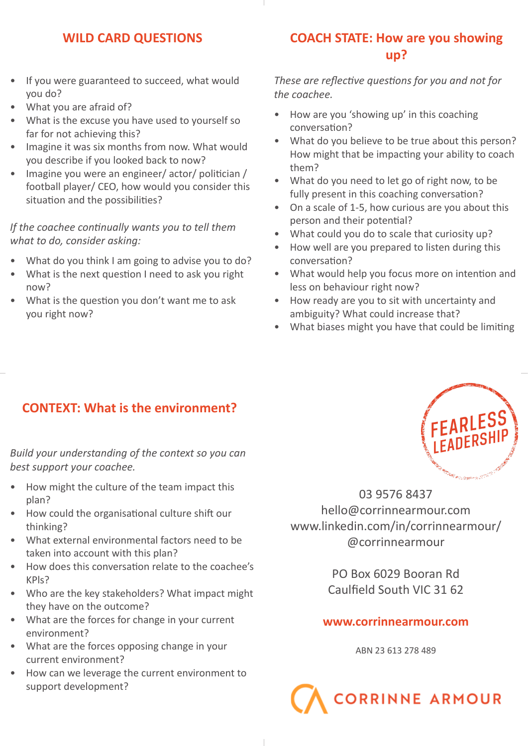## WILD CARD QUESTIONS

- If you were guaranteed to succeed, what would you do?
- What you are afraid of?
- What is the excuse you have used to yourself so far for not achieving this?
- Imagine it was six months from now. What would you describe if you looked back to now?
- Imagine you were an engineer/ actor/ politician / football player/ CEO, how would you consider this situation and the possibilities?

*If the coachee continually wants you to tell them what to do, consider asking:*

- What do you think I am going to advise you to do?
- What is the next question I need to ask you right now?
- What is the question you don't want me to ask you right now?

## COACH STATE: How are you showing up?

*These are reflective questions for you and not for the coachee.*

- How are you 'showing up' in this coaching conversation?
- What do you believe to be true about this person? How might that be impacting your ability to coach them?
- What do you need to let go of right now, to be fully present in this coaching conversation?
- On a scale of 1-5, how curious are you about this person and their potential?
- What could you do to scale that curiosity up?
- How well are you prepared to listen during this conversation?
- What would help you focus more on intention and less on behaviour right now?
- How ready are you to sit with uncertainty and ambiguity? What could increase that?
- What biases might you have that could be limiting

## CONTEXT: What is the environment?

*Build your understanding of the context so you can best support your coachee.*

- How might the culture of the team impact this plan?
- How could the organisational culture shift our thinking?
- What external environmental factors need to be taken into account with this plan?
- How does this conversation relate to the coachee's KPIs?
- Who are the key stakeholders? What impact might they have on the outcome?
- What are the forces for change in your current environment?
- What are the forces opposing change in your current environment?
- How can we leverage the current environment to support development?

FEARLESS LEADERSHIP

03 9576 8437
hello@corrinnearmour.com
www.linkedin.com/in/corrinnearmour/
@corrinnearmour

PO Box 6029 Booran Rd
Caulfield South VIC 31 62

**www.corrinnearmour.com**

ABN 23 613 278 489

CORRINNE ARMOUR